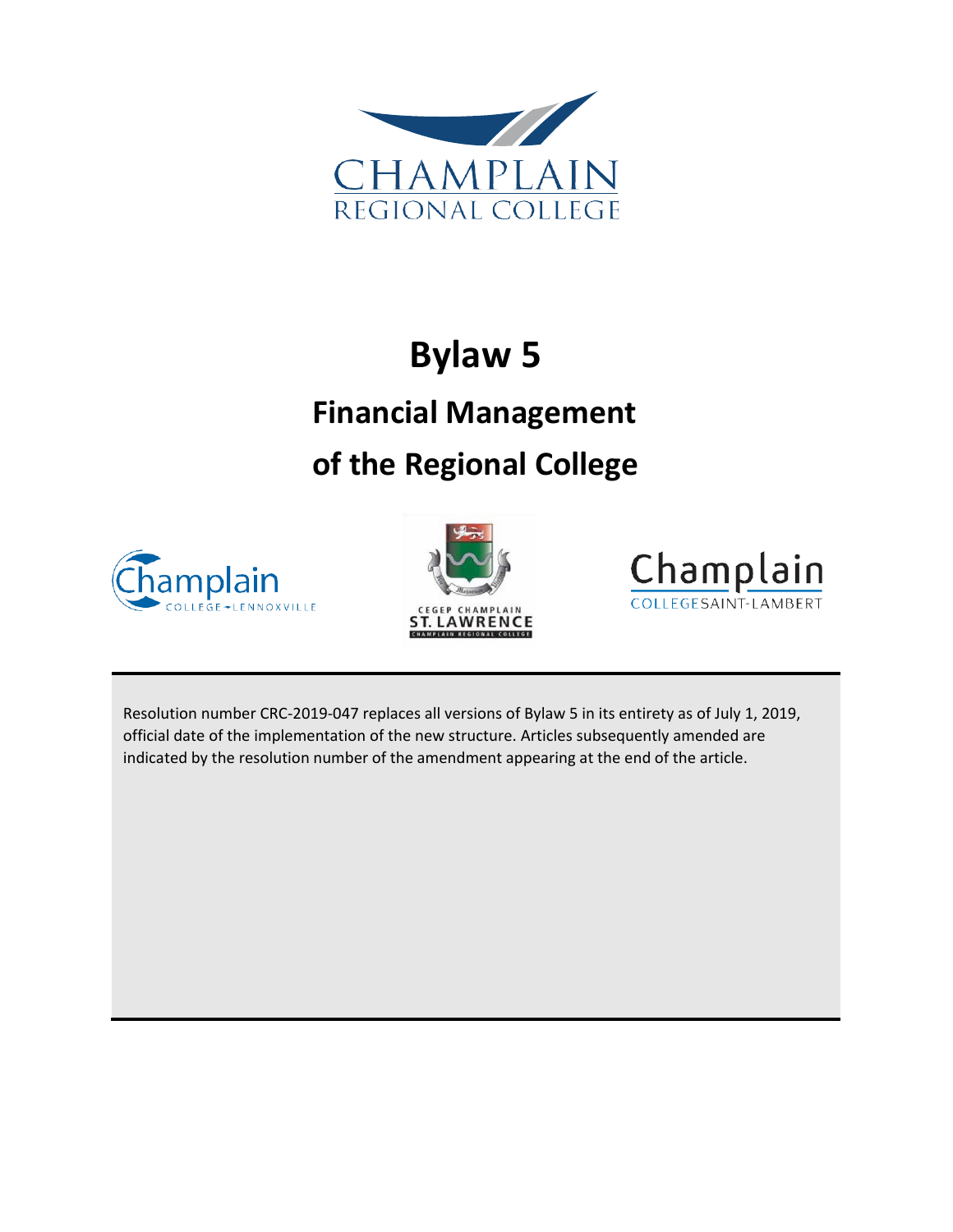# Bylaw 5

## Financial Management of the Regional College

Resolution number CRC-2019-047 replaces all versions of Bylaw 5 in its entirety as of July 1, 2019, official date of the implementation of the new structure. Articles subsequently amended are indicated by the resolution number of the amendment appearing at the end of the article.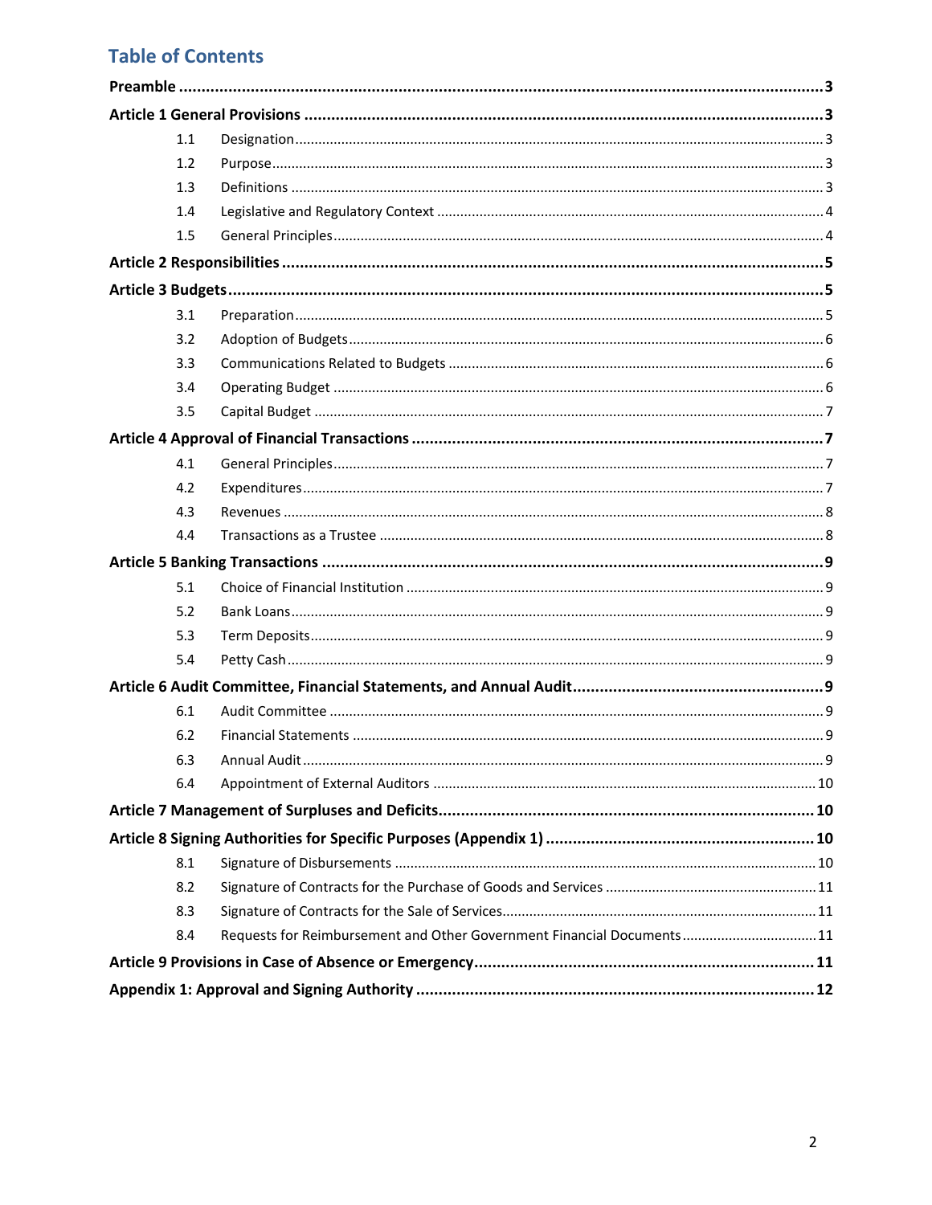## Table of Contents

**Preamble** ..... 3

**Article 1 General Provisions** ..... 3

- 1.1 Designation ..... 3
- 1.2 Purpose ..... 3
- 1.3 Definitions ..... 3
- 1.4 Legislative and Regulatory Context ..... 4
- 1.5 General Principles ..... 4

**Article 2 Responsibilities** ..... 5

**Article 3 Budgets** ..... 5

- 3.1 Preparation ..... 5
- 3.2 Adoption of Budgets ..... 6
- 3.3 Communications Related to Budgets ..... 6
- 3.4 Operating Budget ..... 6
- 3.5 Capital Budget ..... 7

**Article 4 Approval of Financial Transactions** ..... 7

- 4.1 General Principles ..... 7
- 4.2 Expenditures ..... 7
- 4.3 Revenues ..... 8
- 4.4 Transactions as a Trustee ..... 8

**Article 5 Banking Transactions** ..... 9

- 5.1 Choice of Financial Institution ..... 9
- 5.2 Bank Loans ..... 9
- 5.3 Term Deposits ..... 9
- 5.4 Petty Cash ..... 9

**Article 6 Audit Committee, Financial Statements, and Annual Audit** ..... 9

- 6.1 Audit Committee ..... 9
- 6.2 Financial Statements ..... 9
- 6.3 Annual Audit ..... 9
- 6.4 Appointment of External Auditors ..... 10

**Article 7 Management of Surpluses and Deficits** ..... 10

**Article 8 Signing Authorities for Specific Purposes (Appendix 1)** ..... 10

- 8.1 Signature of Disbursements ..... 10
- 8.2 Signature of Contracts for the Purchase of Goods and Services ..... 11
- 8.3 Signature of Contracts for the Sale of Services ..... 11
- 8.4 Requests for Reimbursement and Other Government Financial Documents ..... 11

**Article 9 Provisions in Case of Absence or Emergency** ..... 11

**Appendix 1: Approval and Signing Authority** ..... 12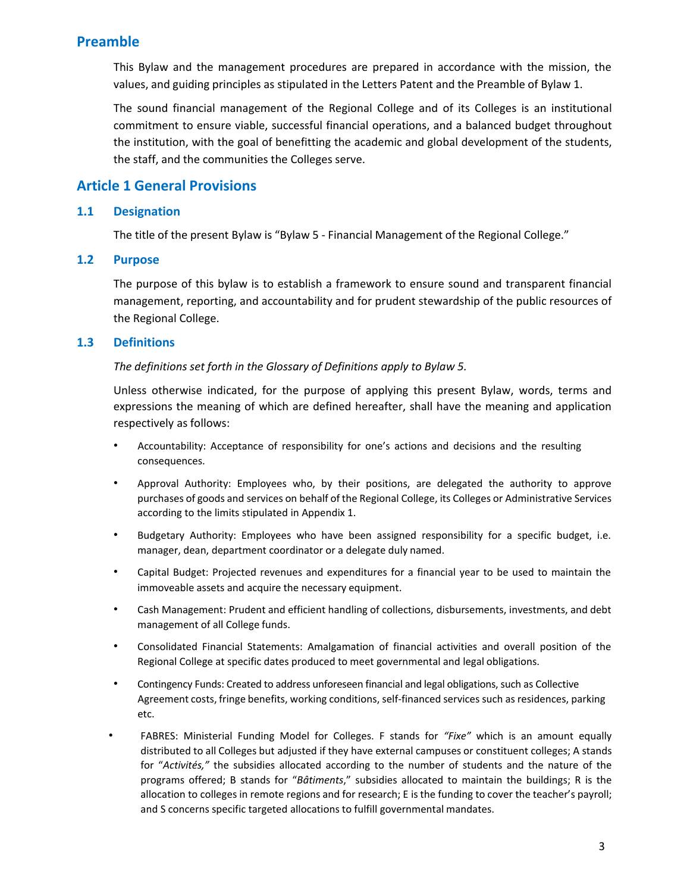## Preamble

This Bylaw and the management procedures are prepared in accordance with the mission, the values, and guiding principles as stipulated in the Letters Patent and the Preamble of Bylaw 1.

The sound financial management of the Regional College and of its Colleges is an institutional commitment to ensure viable, successful financial operations, and a balanced budget throughout the institution, with the goal of benefitting the academic and global development of the students, the staff, and the communities the Colleges serve.

## Article 1 General Provisions

### 1.1 Designation

The title of the present Bylaw is "Bylaw 5 - Financial Management of the Regional College."

### 1.2 Purpose

The purpose of this bylaw is to establish a framework to ensure sound and transparent financial management, reporting, and accountability and for prudent stewardship of the public resources of the Regional College.

### 1.3 Definitions

*The definitions set forth in the Glossary of Definitions apply to Bylaw 5.*

Unless otherwise indicated, for the purpose of applying this present Bylaw, words, terms and expressions the meaning of which are defined hereafter, shall have the meaning and application respectively as follows:

- Accountability: Acceptance of responsibility for one's actions and decisions and the resulting consequences.
- Approval Authority: Employees who, by their positions, are delegated the authority to approve purchases of goods and services on behalf of the Regional College, its Colleges or Administrative Services according to the limits stipulated in Appendix 1.
- Budgetary Authority: Employees who have been assigned responsibility for a specific budget, i.e. manager, dean, department coordinator or a delegate duly named.
- Capital Budget: Projected revenues and expenditures for a financial year to be used to maintain the immoveable assets and acquire the necessary equipment.
- Cash Management: Prudent and efficient handling of collections, disbursements, investments, and debt management of all College funds.
- Consolidated Financial Statements: Amalgamation of financial activities and overall position of the Regional College at specific dates produced to meet governmental and legal obligations.
- Contingency Funds: Created to address unforeseen financial and legal obligations, such as Collective Agreement costs, fringe benefits, working conditions, self-financed services such as residences, parking etc.
- FABRES: Ministerial Funding Model for Colleges. F stands for *"Fixe"* which is an amount equally distributed to all Colleges but adjusted if they have external campuses or constituent colleges; A stands for "*Activités,"* the subsidies allocated according to the number of students and the nature of the programs offered; B stands for "*Bâtiments*," subsidies allocated to maintain the buildings; R is the allocation to colleges in remote regions and for research; E is the funding to cover the teacher's payroll; and S concerns specific targeted allocations to fulfill governmental mandates.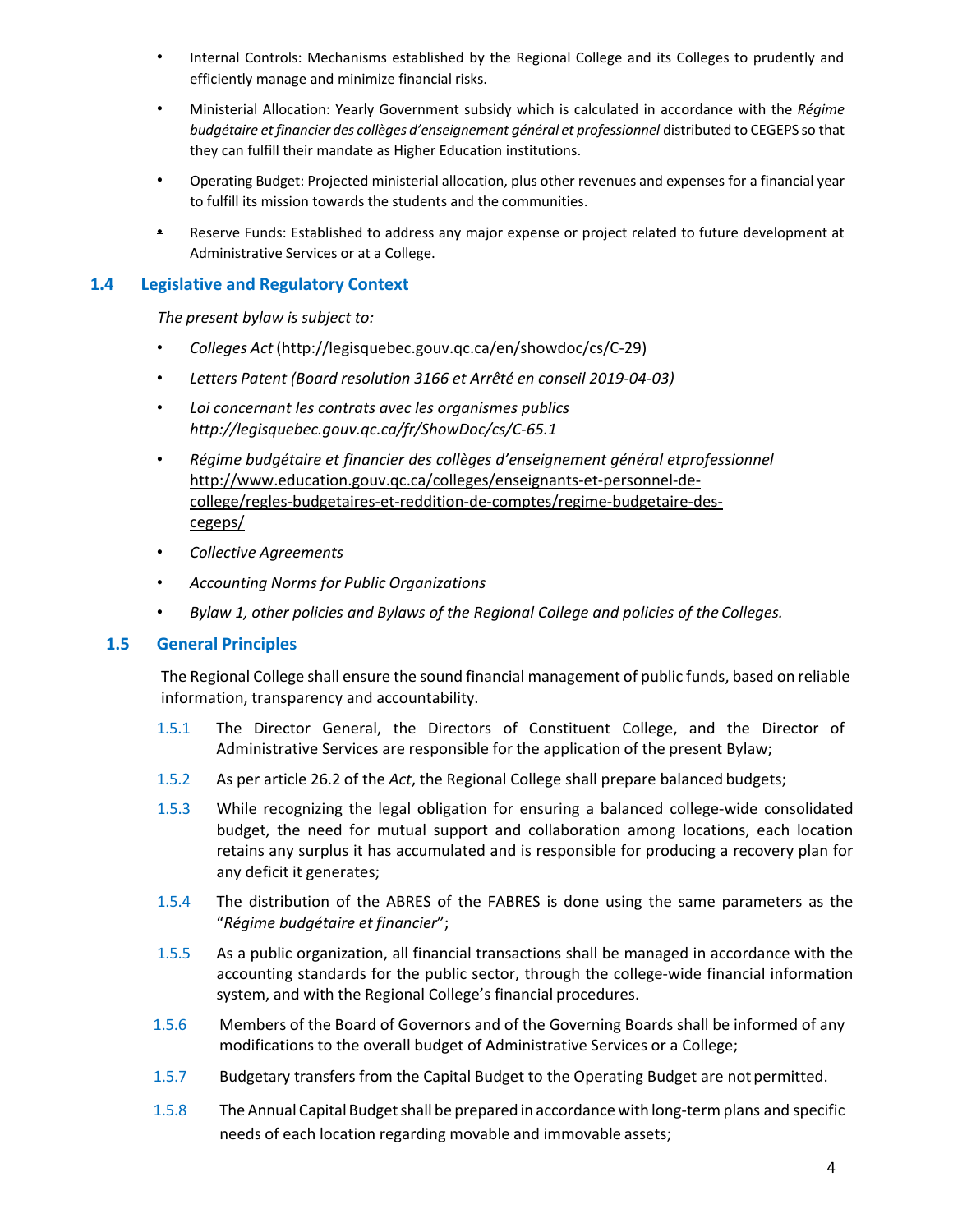- Internal Controls: Mechanisms established by the Regional College and its Colleges to prudently and efficiently manage and minimize financial risks.
- Ministerial Allocation: Yearly Government subsidy which is calculated in accordance with the *Régime budgétaire et financier des collèges d'enseignement général et professionnel* distributed to CEGEPS so that they can fulfill their mandate as Higher Education institutions.
- Operating Budget: Projected ministerial allocation, plus other revenues and expenses for a financial year to fulfill its mission towards the students and the communities.
- Reserve Funds: Established to address any major expense or project related to future development at Administrative Services or at a College.

## 1.4 Legislative and Regulatory Context

*The present bylaw is subject to:*

- *Colleges Act* (http://legisquebec.gouv.qc.ca/en/showdoc/cs/C-29)
- *Letters Patent (Board resolution 3166 et Arrêté en conseil 2019-04-03)*
- *Loi concernant les contrats avec les organismes publics http://legisquebec.gouv.qc.ca/fr/ShowDoc/cs/C-65.1*
- *Régime budgétaire et financier des collèges d'enseignement général etprofessionnel* http://www.education.gouv.qc.ca/colleges/enseignants-et-personnel-de-college/regles-budgetaires-et-reddition-de-comptes/regime-budgetaire-des-cegeps/
- *Collective Agreements*
- *Accounting Norms for Public Organizations*
- *Bylaw 1, other policies and Bylaws of the Regional College and policies of the Colleges.*

## 1.5 General Principles

The Regional College shall ensure the sound financial management of public funds, based on reliable information, transparency and accountability.

1.5.1 The Director General, the Directors of Constituent College, and the Director of Administrative Services are responsible for the application of the present Bylaw;

1.5.2 As per article 26.2 of the *Act*, the Regional College shall prepare balanced budgets;

1.5.3 While recognizing the legal obligation for ensuring a balanced college-wide consolidated budget, the need for mutual support and collaboration among locations, each location retains any surplus it has accumulated and is responsible for producing a recovery plan for any deficit it generates;

1.5.4 The distribution of the ABRES of the FABRES is done using the same parameters as the "*Régime budgétaire et financier*";

1.5.5 As a public organization, all financial transactions shall be managed in accordance with the accounting standards for the public sector, through the college-wide financial information system, and with the Regional College's financial procedures.

1.5.6 Members of the Board of Governors and of the Governing Boards shall be informed of any modifications to the overall budget of Administrative Services or a College;

1.5.7 Budgetary transfers from the Capital Budget to the Operating Budget are not permitted.

1.5.8 The Annual Capital Budget shall be prepared in accordance with long-term plans and specific needs of each location regarding movable and immovable assets;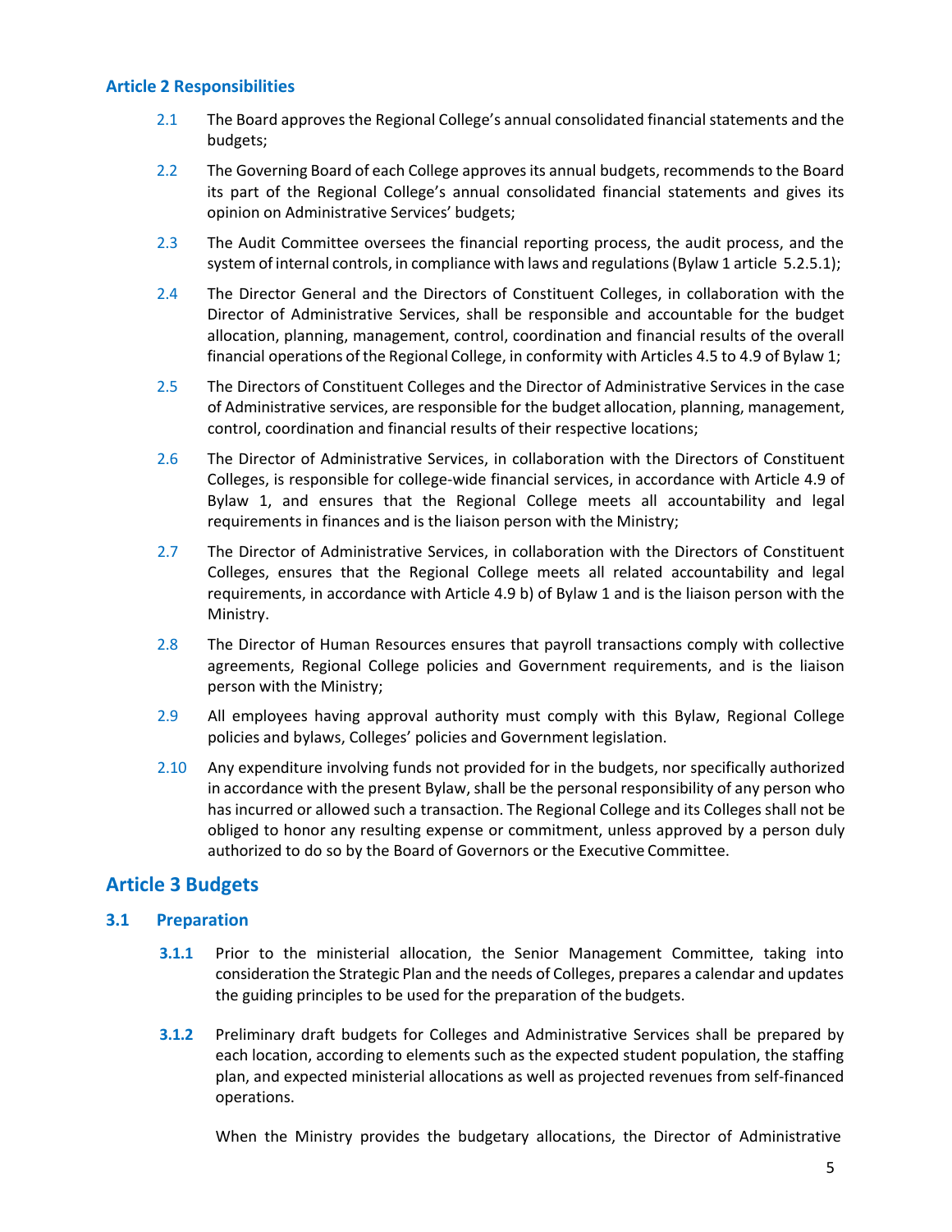### Article 2 Responsibilities

2.1 The Board approves the Regional College's annual consolidated financial statements and the budgets;

2.2 The Governing Board of each College approves its annual budgets, recommends to the Board its part of the Regional College's annual consolidated financial statements and gives its opinion on Administrative Services' budgets;

2.3 The Audit Committee oversees the financial reporting process, the audit process, and the system of internal controls, in compliance with laws and regulations (Bylaw 1 article 5.2.5.1);

2.4 The Director General and the Directors of Constituent Colleges, in collaboration with the Director of Administrative Services, shall be responsible and accountable for the budget allocation, planning, management, control, coordination and financial results of the overall financial operations of the Regional College, in conformity with Articles 4.5 to 4.9 of Bylaw 1;

2.5 The Directors of Constituent Colleges and the Director of Administrative Services in the case of Administrative services, are responsible for the budget allocation, planning, management, control, coordination and financial results of their respective locations;

2.6 The Director of Administrative Services, in collaboration with the Directors of Constituent Colleges, is responsible for college-wide financial services, in accordance with Article 4.9 of Bylaw 1, and ensures that the Regional College meets all accountability and legal requirements in finances and is the liaison person with the Ministry;

2.7 The Director of Administrative Services, in collaboration with the Directors of Constituent Colleges, ensures that the Regional College meets all related accountability and legal requirements, in accordance with Article 4.9 b) of Bylaw 1 and is the liaison person with the Ministry.

2.8 The Director of Human Resources ensures that payroll transactions comply with collective agreements, Regional College policies and Government requirements, and is the liaison person with the Ministry;

2.9 All employees having approval authority must comply with this Bylaw, Regional College policies and bylaws, Colleges' policies and Government legislation.

2.10 Any expenditure involving funds not provided for in the budgets, nor specifically authorized in accordance with the present Bylaw, shall be the personal responsibility of any person who has incurred or allowed such a transaction. The Regional College and its Colleges shall not be obliged to honor any resulting expense or commitment, unless approved by a person duly authorized to do so by the Board of Governors or the Executive Committee.

## Article 3 Budgets

### 3.1 Preparation

**3.1.1** Prior to the ministerial allocation, the Senior Management Committee, taking into consideration the Strategic Plan and the needs of Colleges, prepares a calendar and updates the guiding principles to be used for the preparation of the budgets.

**3.1.2** Preliminary draft budgets for Colleges and Administrative Services shall be prepared by each location, according to elements such as the expected student population, the staffing plan, and expected ministerial allocations as well as projected revenues from self-financed operations.

When the Ministry provides the budgetary allocations, the Director of Administrative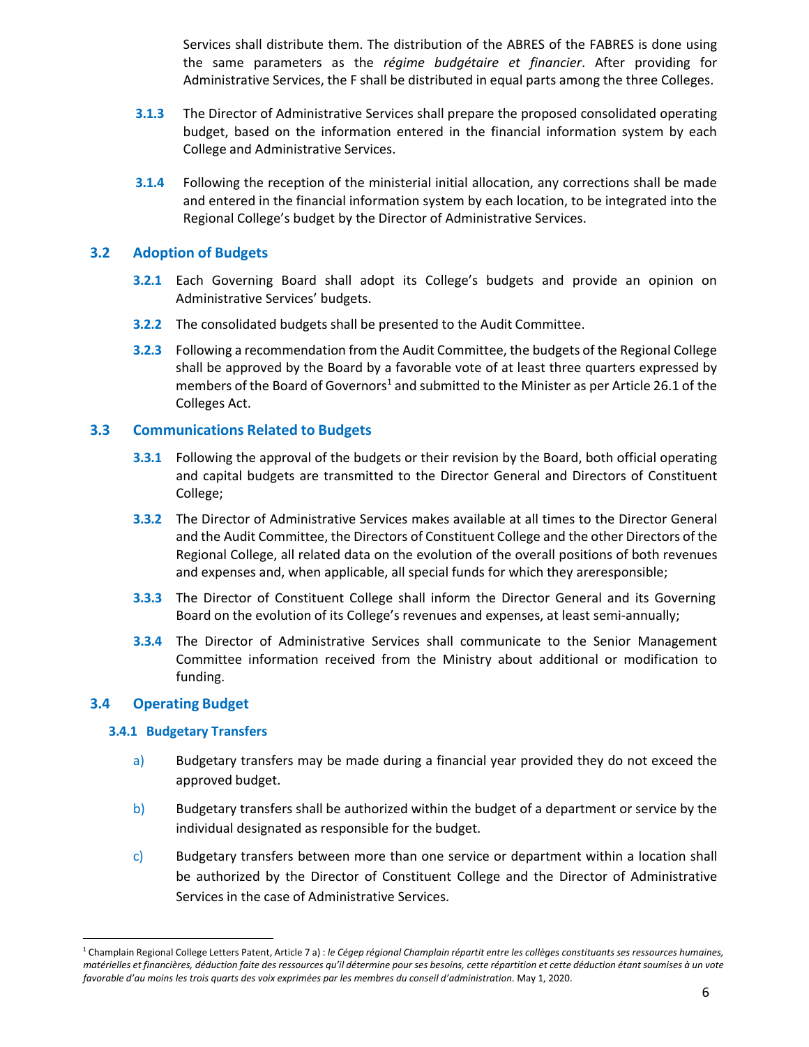Services shall distribute them. The distribution of the ABRES of the FABRES is done using the same parameters as the *régime budgétaire et financier*. After providing for Administrative Services, the F shall be distributed in equal parts among the three Colleges.

**3.1.3** The Director of Administrative Services shall prepare the proposed consolidated operating budget, based on the information entered in the financial information system by each College and Administrative Services.

**3.1.4** Following the reception of the ministerial initial allocation, any corrections shall be made and entered in the financial information system by each location, to be integrated into the Regional College's budget by the Director of Administrative Services.

## 3.2 Adoption of Budgets

**3.2.1** Each Governing Board shall adopt its College's budgets and provide an opinion on Administrative Services' budgets.

**3.2.2** The consolidated budgets shall be presented to the Audit Committee.

**3.2.3** Following a recommendation from the Audit Committee, the budgets of the Regional College shall be approved by the Board by a favorable vote of at least three quarters expressed by members of the Board of Governors[1] and submitted to the Minister as per Article 26.1 of the Colleges Act.

## 3.3 Communications Related to Budgets

**3.3.1** Following the approval of the budgets or their revision by the Board, both official operating and capital budgets are transmitted to the Director General and Directors of Constituent College;

**3.3.2** The Director of Administrative Services makes available at all times to the Director General and the Audit Committee, the Directors of Constituent College and the other Directors of the Regional College, all related data on the evolution of the overall positions of both revenues and expenses and, when applicable, all special funds for which they areresponsible;

**3.3.3** The Director of Constituent College shall inform the Director General and its Governing Board on the evolution of its College's revenues and expenses, at least semi-annually;

**3.3.4** The Director of Administrative Services shall communicate to the Senior Management Committee information received from the Ministry about additional or modification to funding.

## 3.4 Operating Budget

### 3.4.1 Budgetary Transfers

a) Budgetary transfers may be made during a financial year provided they do not exceed the approved budget.

b) Budgetary transfers shall be authorized within the budget of a department or service by the individual designated as responsible for the budget.

c) Budgetary transfers between more than one service or department within a location shall be authorized by the Director of Constituent College and the Director of Administrative Services in the case of Administrative Services.

---

[1] Champlain Regional College Letters Patent, Article 7 a) : *le Cégep régional Champlain répartit entre les collèges constituants ses ressources humaines, matérielles et financières, déduction faite des ressources qu'il détermine pour ses besoins, cette répartition et cette déduction étant soumises à un vote favorable d'au moins les trois quarts des voix exprimées par les membres du conseil d'administration.* May 1, 2020.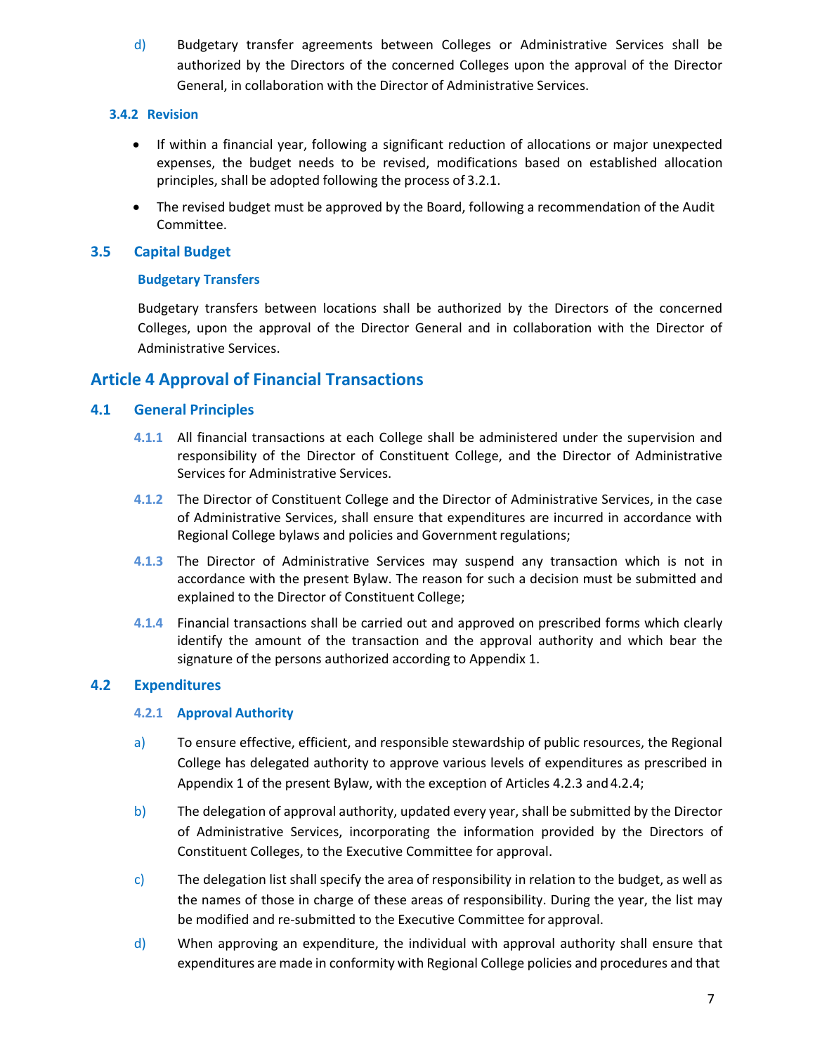d) Budgetary transfer agreements between Colleges or Administrative Services shall be authorized by the Directors of the concerned Colleges upon the approval of the Director General, in collaboration with the Director of Administrative Services.

#### 3.4.2 Revision

- If within a financial year, following a significant reduction of allocations or major unexpected expenses, the budget needs to be revised, modifications based on established allocation principles, shall be adopted following the process of 3.2.1.
- The revised budget must be approved by the Board, following a recommendation of the Audit Committee.

### 3.5 Capital Budget

#### Budgetary Transfers

Budgetary transfers between locations shall be authorized by the Directors of the concerned Colleges, upon the approval of the Director General and in collaboration with the Director of Administrative Services.

## Article 4 Approval of Financial Transactions

### 4.1 General Principles

4.1.1 All financial transactions at each College shall be administered under the supervision and responsibility of the Director of Constituent College, and the Director of Administrative Services for Administrative Services.

4.1.2 The Director of Constituent College and the Director of Administrative Services, in the case of Administrative Services, shall ensure that expenditures are incurred in accordance with Regional College bylaws and policies and Government regulations;

4.1.3 The Director of Administrative Services may suspend any transaction which is not in accordance with the present Bylaw. The reason for such a decision must be submitted and explained to the Director of Constituent College;

4.1.4 Financial transactions shall be carried out and approved on prescribed forms which clearly identify the amount of the transaction and the approval authority and which bear the signature of the persons authorized according to Appendix 1.

### 4.2 Expenditures

#### 4.2.1 Approval Authority

a) To ensure effective, efficient, and responsible stewardship of public resources, the Regional College has delegated authority to approve various levels of expenditures as prescribed in Appendix 1 of the present Bylaw, with the exception of Articles 4.2.3 and 4.2.4;

b) The delegation of approval authority, updated every year, shall be submitted by the Director of Administrative Services, incorporating the information provided by the Directors of Constituent Colleges, to the Executive Committee for approval.

c) The delegation list shall specify the area of responsibility in relation to the budget, as well as the names of those in charge of these areas of responsibility. During the year, the list may be modified and re-submitted to the Executive Committee for approval.

d) When approving an expenditure, the individual with approval authority shall ensure that expenditures are made in conformity with Regional College policies and procedures and that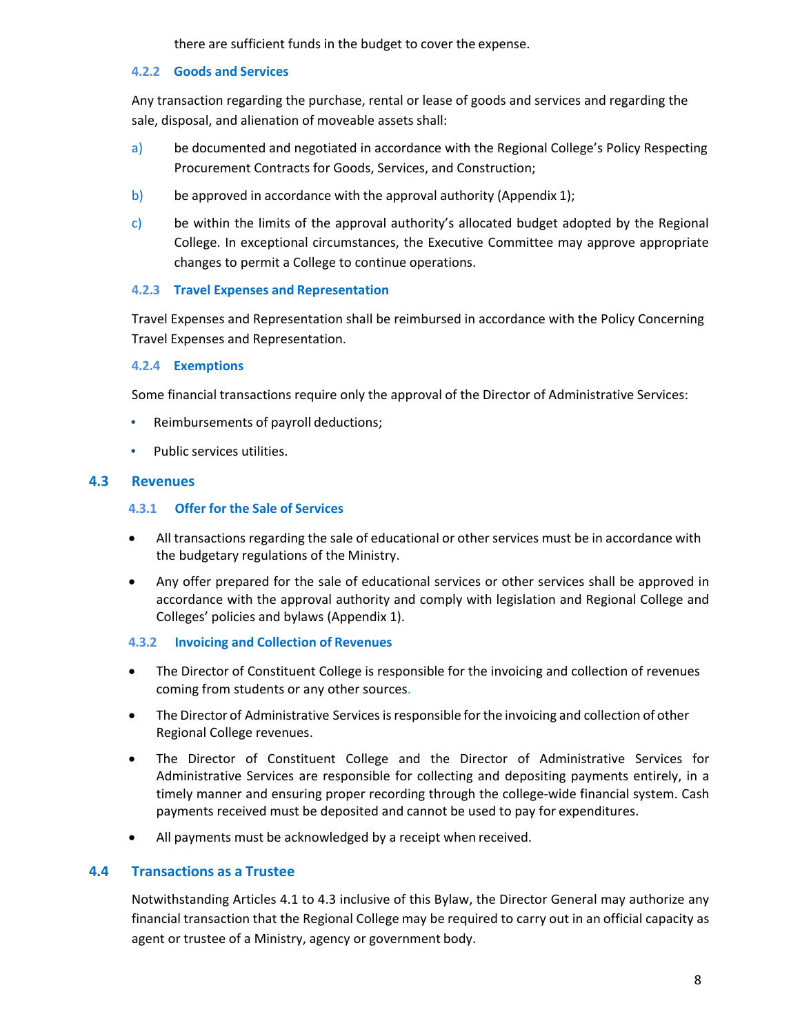there are sufficient funds in the budget to cover the expense.

#### 4.2.2 Goods and Services

Any transaction regarding the purchase, rental or lease of goods and services and regarding the sale, disposal, and alienation of moveable assets shall:

a) be documented and negotiated in accordance with the Regional College's Policy Respecting Procurement Contracts for Goods, Services, and Construction;

b) be approved in accordance with the approval authority (Appendix 1);

c) be within the limits of the approval authority's allocated budget adopted by the Regional College. In exceptional circumstances, the Executive Committee may approve appropriate changes to permit a College to continue operations.

#### 4.2.3 Travel Expenses and Representation

Travel Expenses and Representation shall be reimbursed in accordance with the Policy Concerning Travel Expenses and Representation.

#### 4.2.4 Exemptions

Some financial transactions require only the approval of the Director of Administrative Services:

- Reimbursements of payroll deductions;
- Public services utilities.

### 4.3 Revenues

#### 4.3.1 Offer for the Sale of Services

- All transactions regarding the sale of educational or other services must be in accordance with the budgetary regulations of the Ministry.
- Any offer prepared for the sale of educational services or other services shall be approved in accordance with the approval authority and comply with legislation and Regional College and Colleges' policies and bylaws (Appendix 1).

#### 4.3.2 Invoicing and Collection of Revenues

- The Director of Constituent College is responsible for the invoicing and collection of revenues coming from students or any other sources.
- The Director of Administrative Services is responsible for the invoicing and collection of other Regional College revenues.
- The Director of Constituent College and the Director of Administrative Services for Administrative Services are responsible for collecting and depositing payments entirely, in a timely manner and ensuring proper recording through the college-wide financial system. Cash payments received must be deposited and cannot be used to pay for expenditures.
- All payments must be acknowledged by a receipt when received.

### 4.4 Transactions as a Trustee

Notwithstanding Articles 4.1 to 4.3 inclusive of this Bylaw, the Director General may authorize any financial transaction that the Regional College may be required to carry out in an official capacity as agent or trustee of a Ministry, agency or government body.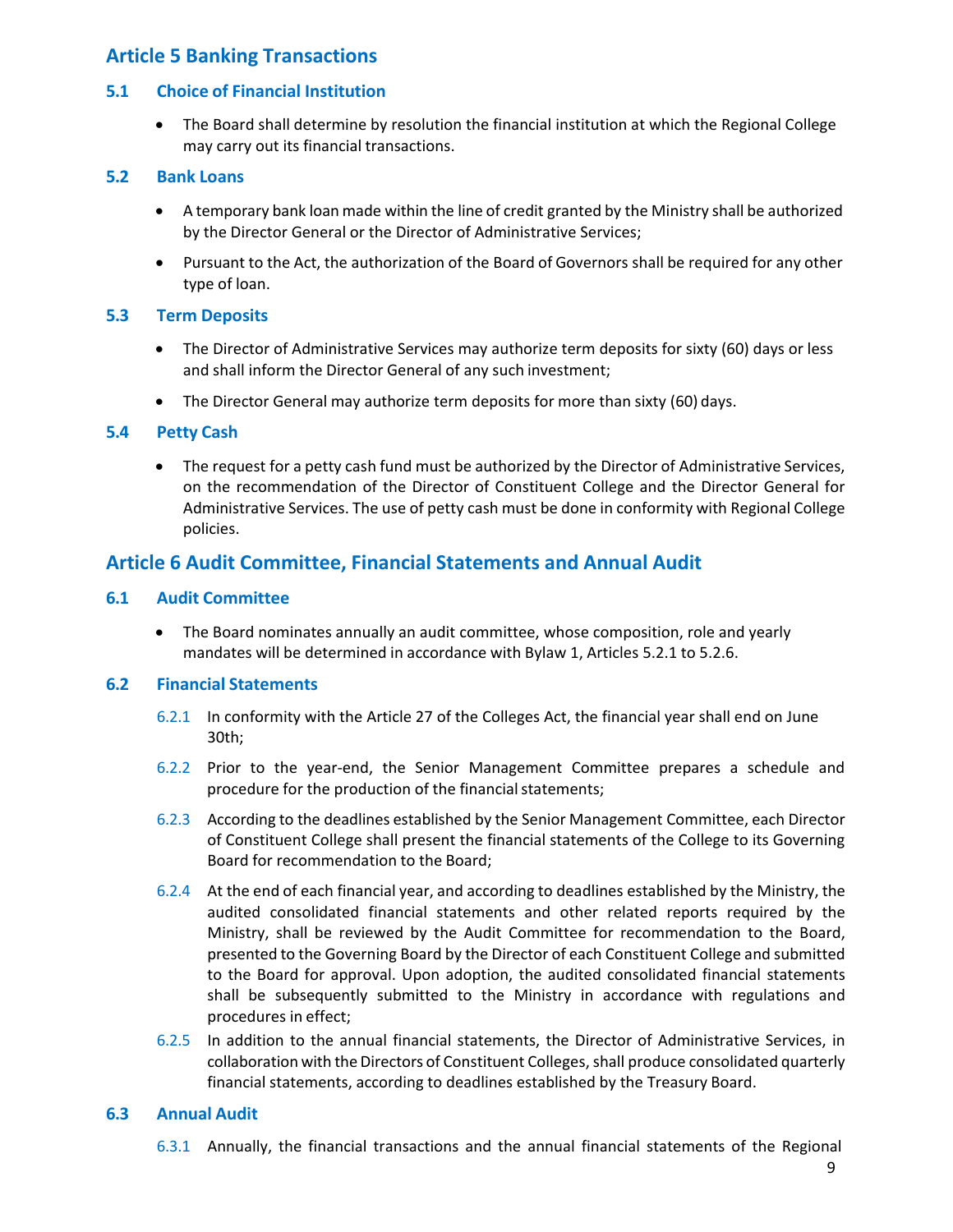## Article 5 Banking Transactions

### 5.1 Choice of Financial Institution

- The Board shall determine by resolution the financial institution at which the Regional College may carry out its financial transactions.

### 5.2 Bank Loans

- A temporary bank loan made within the line of credit granted by the Ministry shall be authorized by the Director General or the Director of Administrative Services;
- Pursuant to the Act, the authorization of the Board of Governors shall be required for any other type of loan.

### 5.3 Term Deposits

- The Director of Administrative Services may authorize term deposits for sixty (60) days or less and shall inform the Director General of any such investment;
- The Director General may authorize term deposits for more than sixty (60) days.

### 5.4 Petty Cash

- The request for a petty cash fund must be authorized by the Director of Administrative Services, on the recommendation of the Director of Constituent College and the Director General for Administrative Services. The use of petty cash must be done in conformity with Regional College policies.

## Article 6 Audit Committee, Financial Statements and Annual Audit

### 6.1 Audit Committee

- The Board nominates annually an audit committee, whose composition, role and yearly mandates will be determined in accordance with Bylaw 1, Articles 5.2.1 to 5.2.6.

### 6.2 Financial Statements

6.2.1 In conformity with the Article 27 of the Colleges Act, the financial year shall end on June 30th;

6.2.2 Prior to the year-end, the Senior Management Committee prepares a schedule and procedure for the production of the financial statements;

6.2.3 According to the deadlines established by the Senior Management Committee, each Director of Constituent College shall present the financial statements of the College to its Governing Board for recommendation to the Board;

6.2.4 At the end of each financial year, and according to deadlines established by the Ministry, the audited consolidated financial statements and other related reports required by the Ministry, shall be reviewed by the Audit Committee for recommendation to the Board, presented to the Governing Board by the Director of each Constituent College and submitted to the Board for approval. Upon adoption, the audited consolidated financial statements shall be subsequently submitted to the Ministry in accordance with regulations and procedures in effect;

6.2.5 In addition to the annual financial statements, the Director of Administrative Services, in collaboration with the Directors of Constituent Colleges, shall produce consolidated quarterly financial statements, according to deadlines established by the Treasury Board.

### 6.3 Annual Audit

6.3.1 Annually, the financial transactions and the annual financial statements of the Regional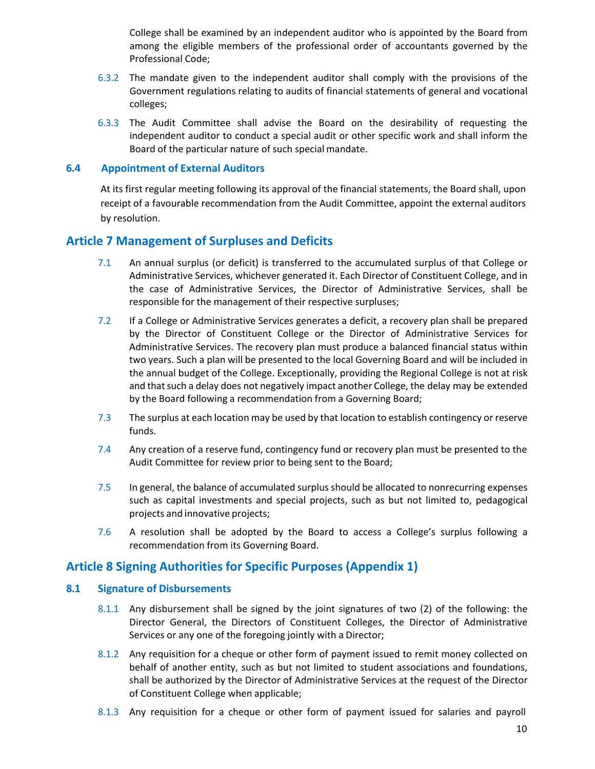College shall be examined by an independent auditor who is appointed by the Board from among the eligible members of the professional order of accountants governed by the Professional Code;

6.3.2 The mandate given to the independent auditor shall comply with the provisions of the Government regulations relating to audits of financial statements of general and vocational colleges;

6.3.3 The Audit Committee shall advise the Board on the desirability of requesting the independent auditor to conduct a special audit or other specific work and shall inform the Board of the particular nature of such special mandate.

### 6.4 Appointment of External Auditors

At its first regular meeting following its approval of the financial statements, the Board shall, upon receipt of a favourable recommendation from the Audit Committee, appoint the external auditors by resolution.

## Article 7 Management of Surpluses and Deficits

7.1 An annual surplus (or deficit) is transferred to the accumulated surplus of that College or Administrative Services, whichever generated it. Each Director of Constituent College, and in the case of Administrative Services, the Director of Administrative Services, shall be responsible for the management of their respective surpluses;

7.2 If a College or Administrative Services generates a deficit, a recovery plan shall be prepared by the Director of Constituent College or the Director of Administrative Services for Administrative Services. The recovery plan must produce a balanced financial status within two years. Such a plan will be presented to the local Governing Board and will be included in the annual budget of the College. Exceptionally, providing the Regional College is not at risk and that such a delay does not negatively impact another College, the delay may be extended by the Board following a recommendation from a Governing Board;

7.3 The surplus at each location may be used by that location to establish contingency or reserve funds.

7.4 Any creation of a reserve fund, contingency fund or recovery plan must be presented to the Audit Committee for review prior to being sent to the Board;

7.5 In general, the balance of accumulated surplus should be allocated to nonrecurring expenses such as capital investments and special projects, such as but not limited to, pedagogical projects and innovative projects;

7.6 A resolution shall be adopted by the Board to access a College's surplus following a recommendation from its Governing Board.

## Article 8 Signing Authorities for Specific Purposes (Appendix 1)

### 8.1 Signature of Disbursements

8.1.1 Any disbursement shall be signed by the joint signatures of two (2) of the following: the Director General, the Directors of Constituent Colleges, the Director of Administrative Services or any one of the foregoing jointly with a Director;

8.1.2 Any requisition for a cheque or other form of payment issued to remit money collected on behalf of another entity, such as but not limited to student associations and foundations, shall be authorized by the Director of Administrative Services at the request of the Director of Constituent College when applicable;

8.1.3 Any requisition for a cheque or other form of payment issued for salaries and payroll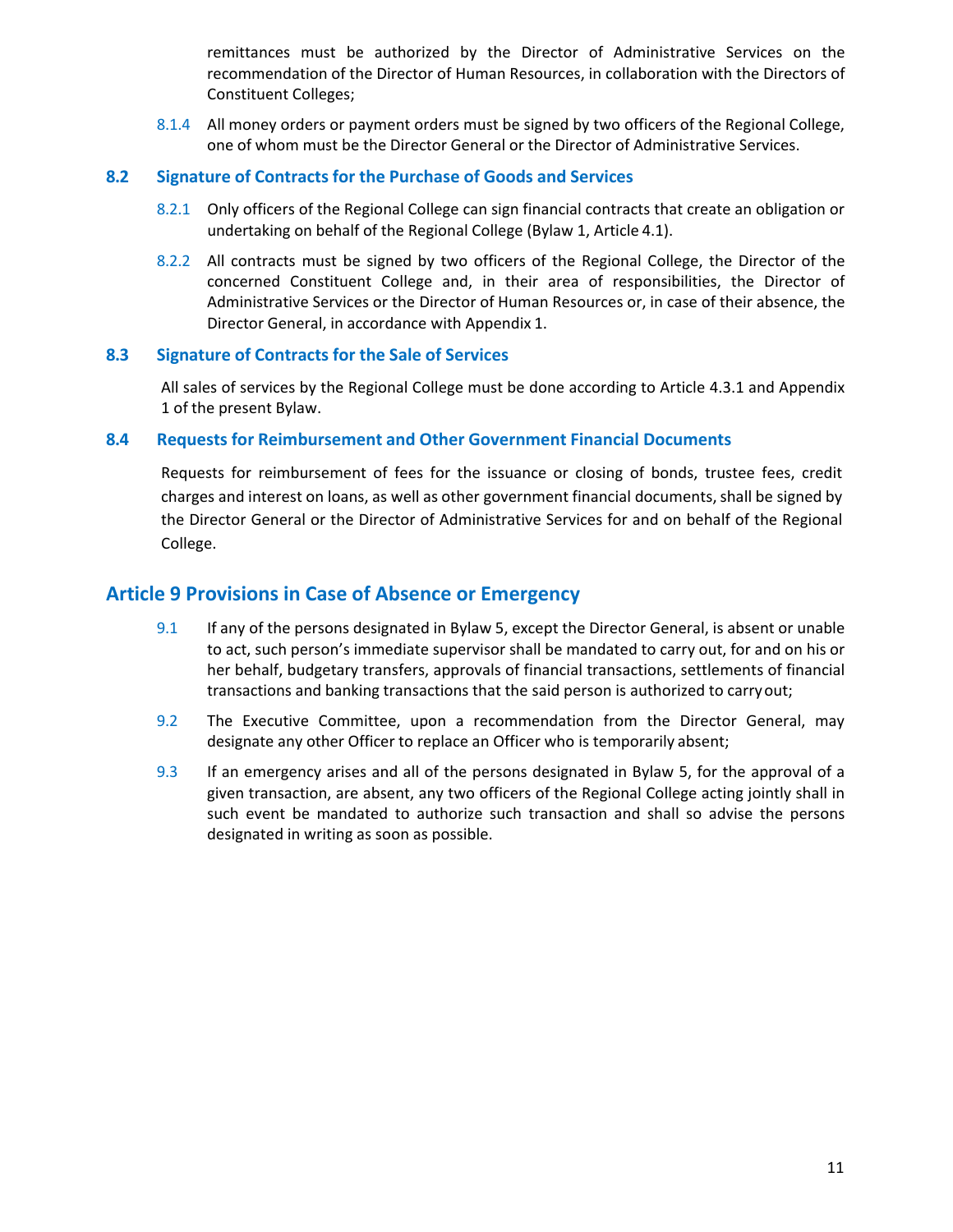remittances must be authorized by the Director of Administrative Services on the recommendation of the Director of Human Resources, in collaboration with the Directors of Constituent Colleges;

8.1.4 All money orders or payment orders must be signed by two officers of the Regional College, one of whom must be the Director General or the Director of Administrative Services.

### 8.2 Signature of Contracts for the Purchase of Goods and Services

8.2.1 Only officers of the Regional College can sign financial contracts that create an obligation or undertaking on behalf of the Regional College (Bylaw 1, Article 4.1).

8.2.2 All contracts must be signed by two officers of the Regional College, the Director of the concerned Constituent College and, in their area of responsibilities, the Director of Administrative Services or the Director of Human Resources or, in case of their absence, the Director General, in accordance with Appendix 1.

### 8.3 Signature of Contracts for the Sale of Services

All sales of services by the Regional College must be done according to Article 4.3.1 and Appendix 1 of the present Bylaw.

### 8.4 Requests for Reimbursement and Other Government Financial Documents

Requests for reimbursement of fees for the issuance or closing of bonds, trustee fees, credit charges and interest on loans, as well as other government financial documents, shall be signed by the Director General or the Director of Administrative Services for and on behalf of the Regional College.

## Article 9 Provisions in Case of Absence or Emergency

9.1 If any of the persons designated in Bylaw 5, except the Director General, is absent or unable to act, such person's immediate supervisor shall be mandated to carry out, for and on his or her behalf, budgetary transfers, approvals of financial transactions, settlements of financial transactions and banking transactions that the said person is authorized to carry out;

9.2 The Executive Committee, upon a recommendation from the Director General, may designate any other Officer to replace an Officer who is temporarily absent;

9.3 If an emergency arises and all of the persons designated in Bylaw 5, for the approval of a given transaction, are absent, any two officers of the Regional College acting jointly shall in such event be mandated to authorize such transaction and shall so advise the persons designated in writing as soon as possible.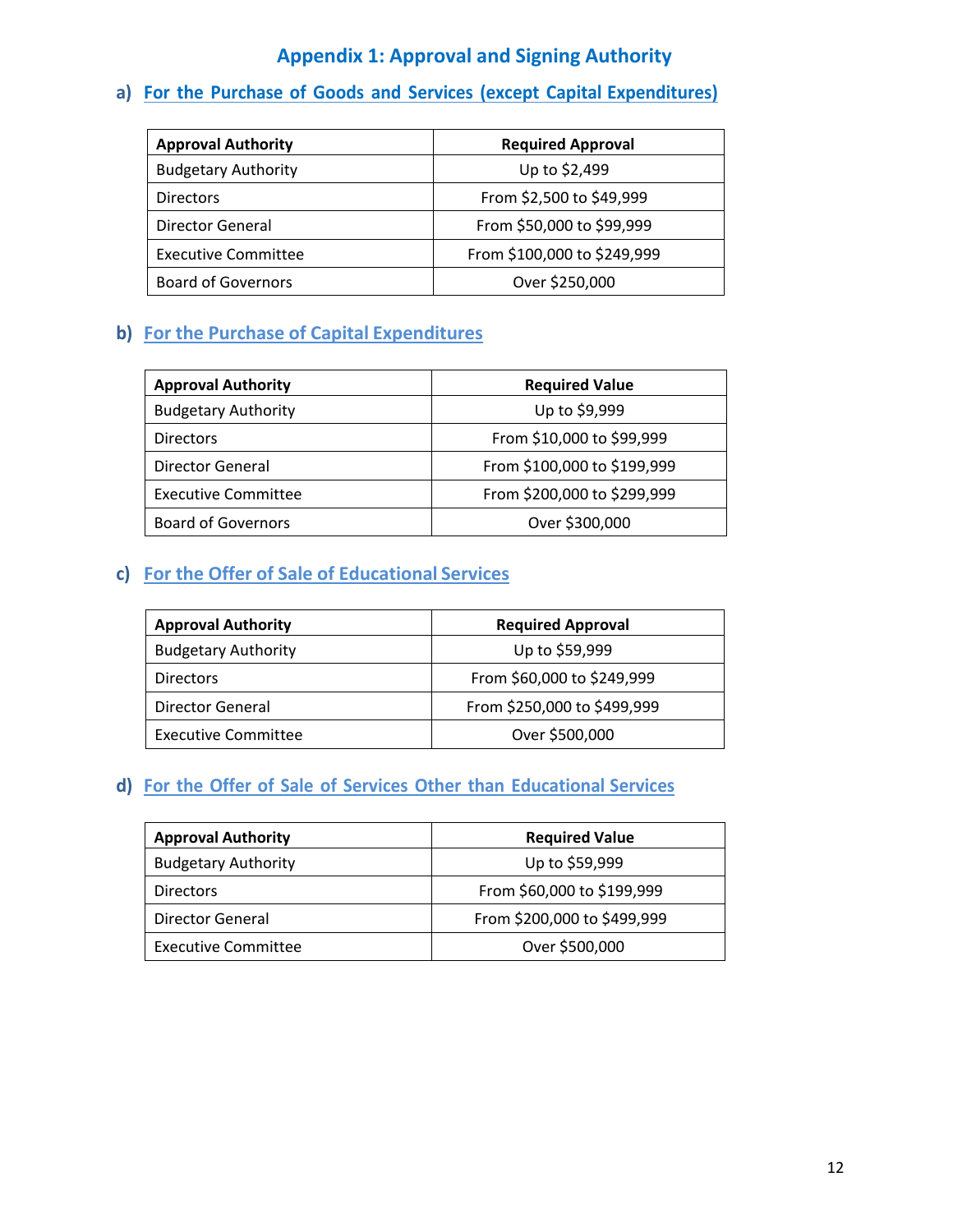# Appendix 1: Approval and Signing Authority

## a) For the Purchase of Goods and Services (except Capital Expenditures)

| Approval Authority | Required Approval |
|---|---|
| Budgetary Authority | Up to $2,499 |
| Directors | From $2,500 to $49,999 |
| Director General | From $50,000 to $99,999 |
| Executive Committee | From $100,000 to $249,999 |
| Board of Governors | Over $250,000 |

## b) For the Purchase of Capital Expenditures

| Approval Authority | Required Value |
|---|---|
| Budgetary Authority | Up to $9,999 |
| Directors | From $10,000 to $99,999 |
| Director General | From $100,000 to $199,999 |
| Executive Committee | From $200,000 to $299,999 |
| Board of Governors | Over $300,000 |

## c) For the Offer of Sale of Educational Services

| Approval Authority | Required Approval |
|---|---|
| Budgetary Authority | Up to $59,999 |
| Directors | From $60,000 to $249,999 |
| Director General | From $250,000 to $499,999 |
| Executive Committee | Over $500,000 |

## d) For the Offer of Sale of Services Other than Educational Services

| Approval Authority | Required Value |
|---|---|
| Budgetary Authority | Up to $59,999 |
| Directors | From $60,000 to $199,999 |
| Director General | From $200,000 to $499,999 |
| Executive Committee | Over $500,000 |